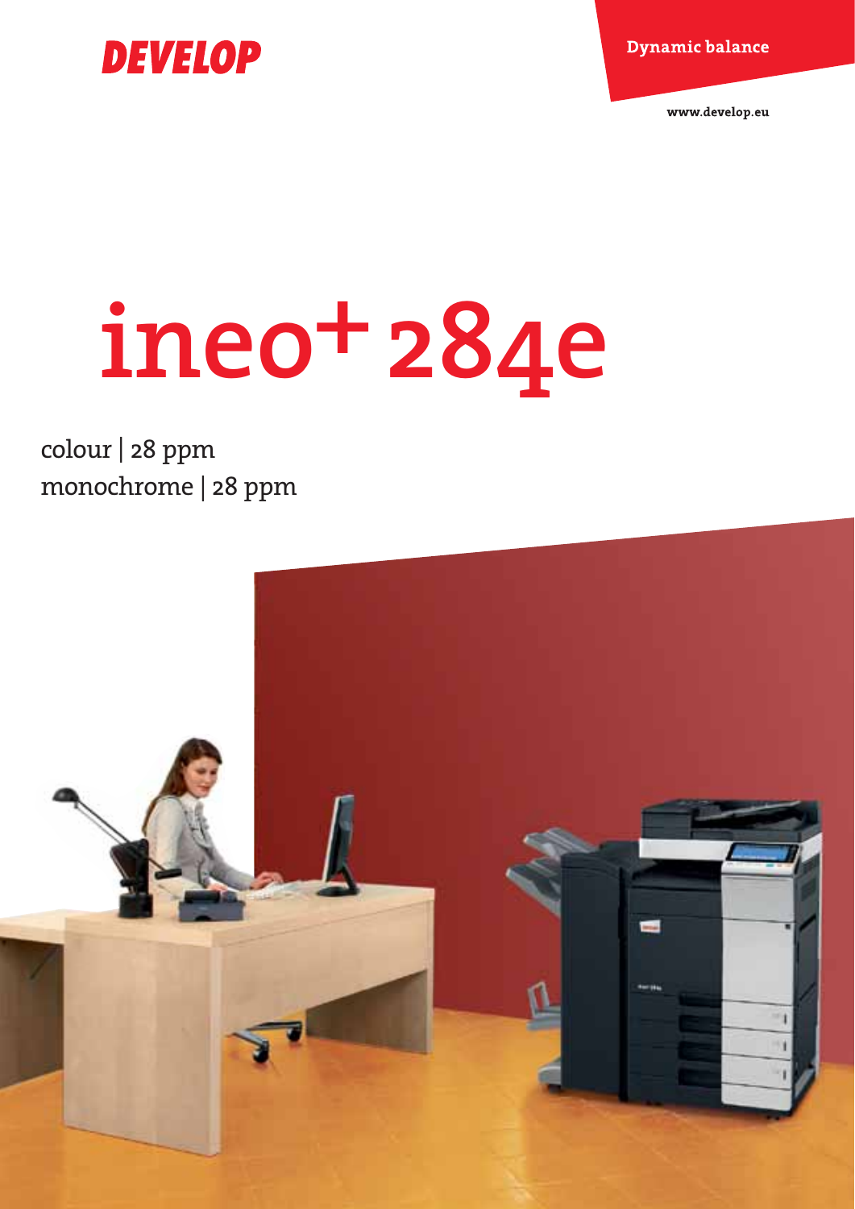DEVELOP

Dynamic balance

www.develop.eu

# ineo+ 284e

colour | 28 ppm
monochrome | 28 ppm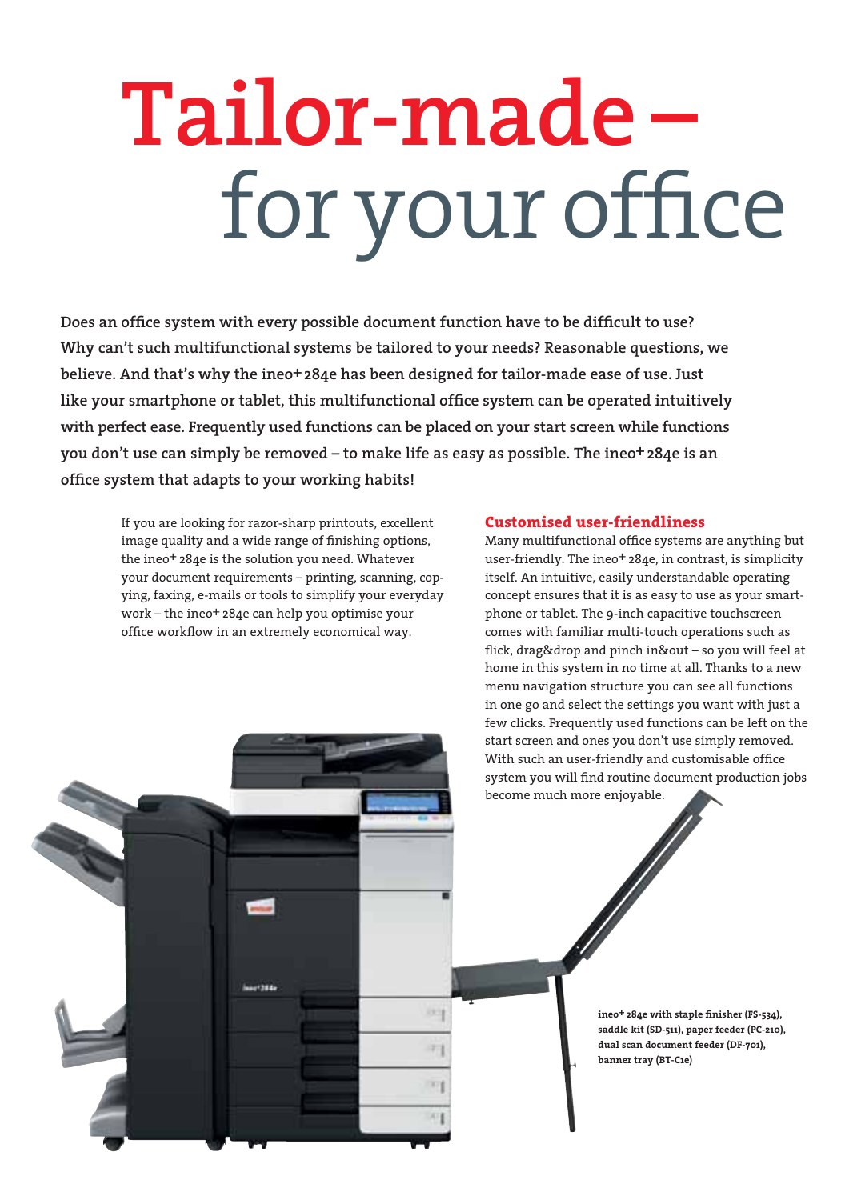# Tailor-made – for your office

**Does an office system with every possible document function have to be difficult to use? Why can't such multifunctional systems be tailored to your needs? Reasonable questions, we believe. And that's why the ineo+ 284e has been designed for tailor-made ease of use. Just like your smartphone or tablet, this multifunctional office system can be operated intuitively with perfect ease. Frequently used functions can be placed on your start screen while functions you don't use can simply be removed – to make life as easy as possible. The ineo+ 284e is an office system that adapts to your working habits!**

If you are looking for razor-sharp printouts, excellent image quality and a wide range of finishing options, the ineo+ 284e is the solution you need. Whatever your document requirements – printing, scanning, copying, faxing, e-mails or tools to simplify your everyday work – the ineo+ 284e can help you optimise your office workflow in an extremely economical way.

## Customised user-friendliness

Many multifunctional office systems are anything but user-friendly. The ineo+ 284e, in contrast, is simplicity itself. An intuitive, easily understandable operating concept ensures that it is as easy to use as your smartphone or tablet. The 9-inch capacitive touchscreen comes with familiar multi-touch operations such as flick, drag&drop and pinch in&out – so you will feel at home in this system in no time at all. Thanks to a new menu navigation structure you can see all functions in one go and select the settings you want with just a few clicks. Frequently used functions can be left on the start screen and ones you don't use simply removed. With such an user-friendly and customisable office system you will find routine document production jobs become much more enjoyable.

**ineo+ 284e with staple finisher (FS-534), saddle kit (SD-511), paper feeder (PC-210), dual scan document feeder (DF-701), banner tray (BT-C1e)**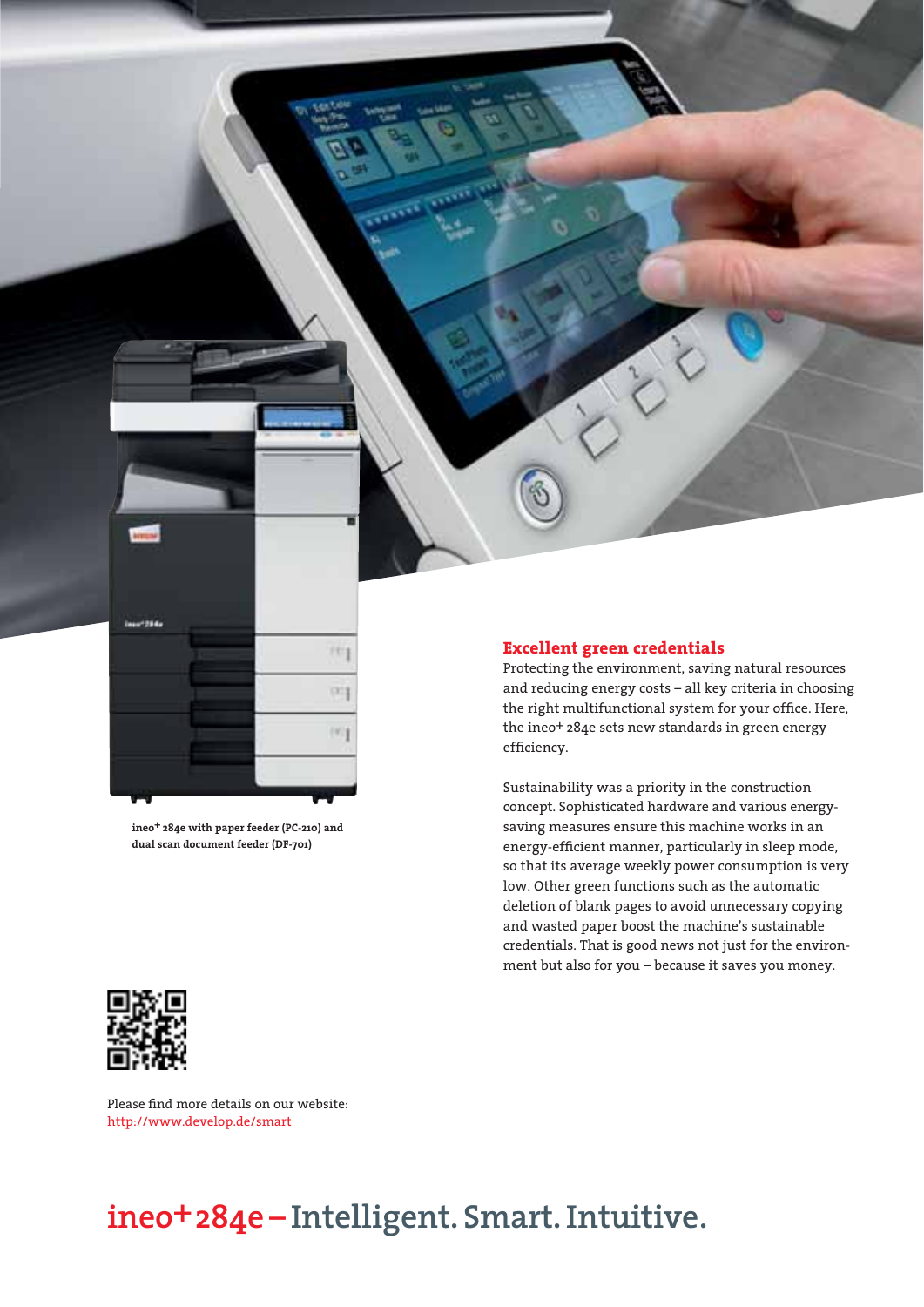ineo+ 284e with paper feeder (PC-210) and dual scan document feeder (DF-701)

## Excellent green credentials

Protecting the environment, saving natural resources and reducing energy costs – all key criteria in choosing the right multifunctional system for your office. Here, the ineo+ 284e sets new standards in green energy efficiency.

Sustainability was a priority in the construction concept. Sophisticated hardware and various energy-saving measures ensure this machine works in an energy-efficient manner, particularly in sleep mode, so that its average weekly power consumption is very low. Other green functions such as the automatic deletion of blank pages to avoid unnecessary copying and wasted paper boost the machine's sustainable credentials. That is good news not just for the environment but also for you – because it saves you money.

Please find more details on our website:
http://www.develop.de/smart

# ineo+ 284e – Intelligent. Smart. Intuitive.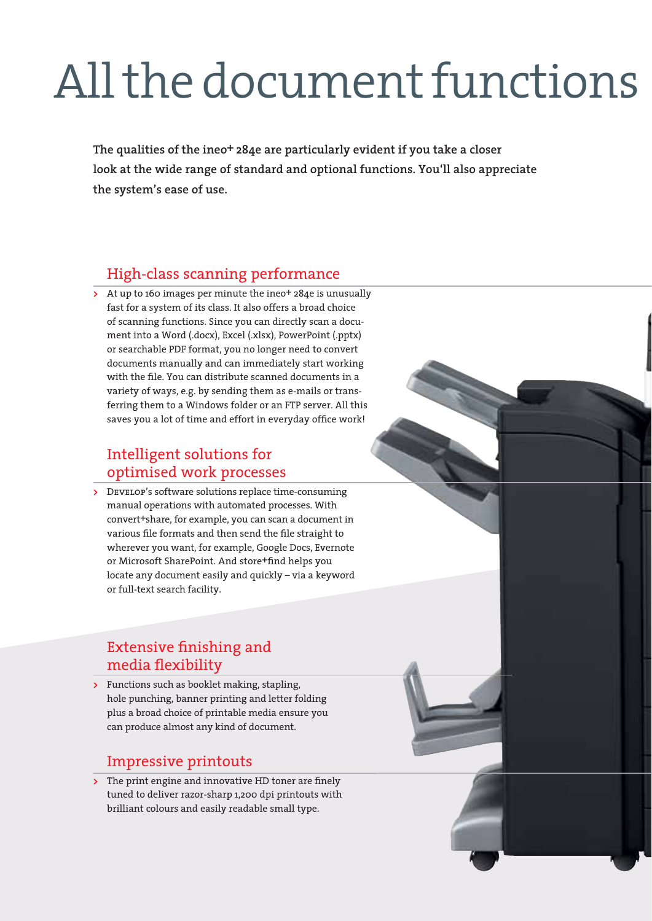# All the document functions

**The qualities of the ineo+ 284e are particularly evident if you take a closer look at the wide range of standard and optional functions. You'll also appreciate the system's ease of use.**

## High-class scanning performance

- At up to 160 images per minute the ineo+ 284e is unusually fast for a system of its class. It also offers a broad choice of scanning functions. Since you can directly scan a document into a Word (.docx), Excel (.xlsx), PowerPoint (.pptx) or searchable PDF format, you no longer need to convert documents manually and can immediately start working with the file. You can distribute scanned documents in a variety of ways, e.g. by sending them as e-mails or transferring them to a Windows folder or an FTP server. All this saves you a lot of time and effort in everyday office work!

## Intelligent solutions for optimised work processes

- DEVELOP's software solutions replace time-consuming manual operations with automated processes. With convert+share, for example, you can scan a document in various file formats and then send the file straight to wherever you want, for example, Google Docs, Evernote or Microsoft SharePoint. And store+find helps you locate any document easily and quickly – via a keyword or full-text search facility.

## Extensive finishing and media flexibility

- Functions such as booklet making, stapling, hole punching, banner printing and letter folding plus a broad choice of printable media ensure you can produce almost any kind of document.

## Impressive printouts

- The print engine and innovative HD toner are finely tuned to deliver razor-sharp 1,200 dpi printouts with brilliant colours and easily readable small type.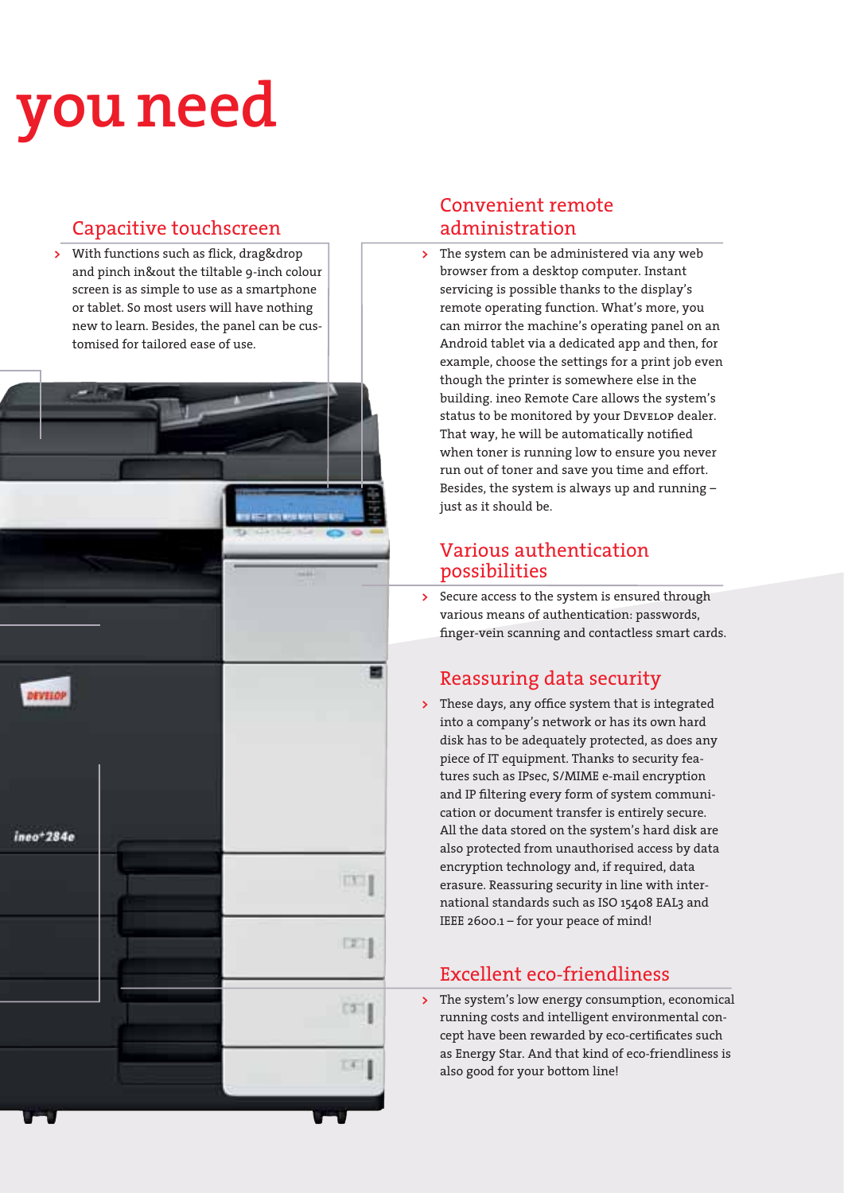# you need

## Capacitive touchscreen

- With functions such as flick, drag&drop and pinch in&out the tiltable 9-inch colour screen is as simple to use as a smartphone or tablet. So most users will have nothing new to learn. Besides, the panel can be customised for tailored ease of use.

## Convenient remote administration

- The system can be administered via any web browser from a desktop computer. Instant servicing is possible thanks to the display's remote operating function. What's more, you can mirror the machine's operating panel on an Android tablet via a dedicated app and then, for example, choose the settings for a print job even though the printer is somewhere else in the building. ineo Remote Care allows the system's status to be monitored by your Develop dealer. That way, he will be automatically notified when toner is running low to ensure you never run out of toner and save you time and effort. Besides, the system is always up and running – just as it should be.

## Various authentication possibilities

- Secure access to the system is ensured through various means of authentication: passwords, finger-vein scanning and contactless smart cards.

## Reassuring data security

- These days, any office system that is integrated into a company's network or has its own hard disk has to be adequately protected, as does any piece of IT equipment. Thanks to security features such as IPsec, S/MIME e-mail encryption and IP filtering every form of system communication or document transfer is entirely secure. All the data stored on the system's hard disk are also protected from unauthorised access by data encryption technology and, if required, data erasure. Reassuring security in line with international standards such as ISO 15408 EAL3 and IEEE 2600.1 – for your peace of mind!

## Excellent eco-friendliness

- The system's low energy consumption, economical running costs and intelligent environmental concept have been rewarded by eco-certificates such as Energy Star. And that kind of eco-friendliness is also good for your bottom line!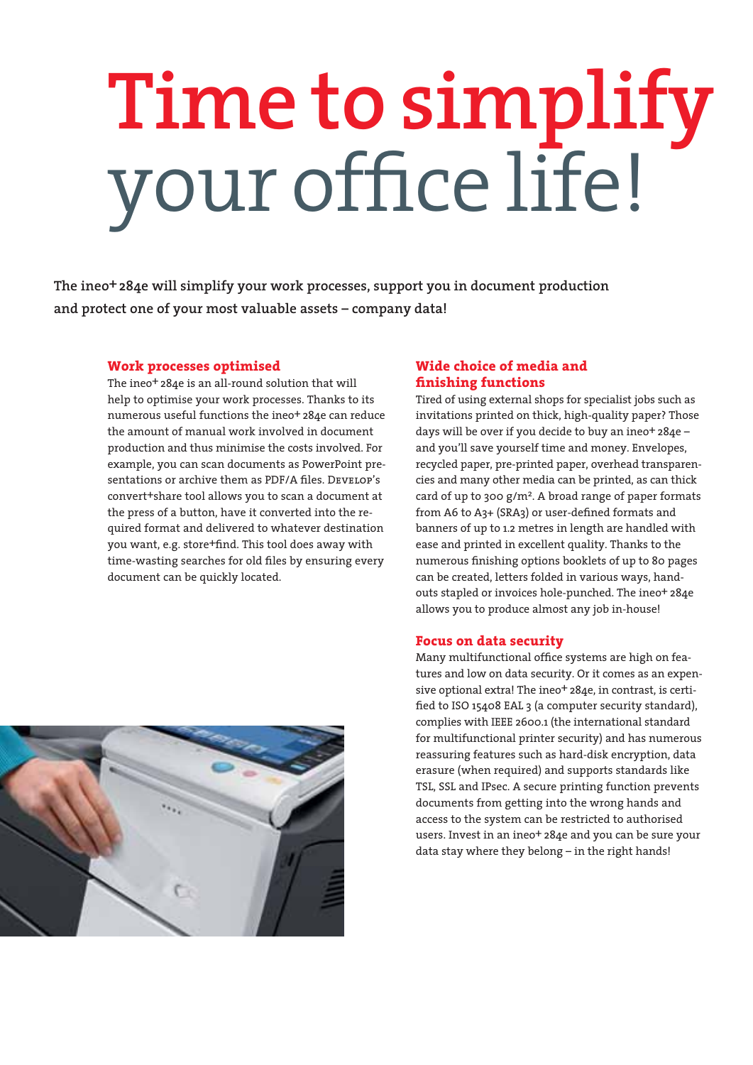# Time to simplify your office life!

**The ineo+ 284e will simplify your work processes, support you in document production and protect one of your most valuable assets – company data!**

## Work processes optimised

The ineo+ 284e is an all-round solution that will help to optimise your work processes. Thanks to its numerous useful functions the ineo+ 284e can reduce the amount of manual work involved in document production and thus minimise the costs involved. For example, you can scan documents as PowerPoint presentations or archive them as PDF/A files. Develop's convert+share tool allows you to scan a document at the press of a button, have it converted into the required format and delivered to whatever destination you want, e.g. store+find. This tool does away with time-wasting searches for old files by ensuring every document can be quickly located.

## Wide choice of media and finishing functions

Tired of using external shops for specialist jobs such as invitations printed on thick, high-quality paper? Those days will be over if you decide to buy an ineo+ 284e – and you'll save yourself time and money. Envelopes, recycled paper, pre-printed paper, overhead transparencies and many other media can be printed, as can thick card of up to 300 g/m². A broad range of paper formats from A6 to A3+ (SRA3) or user-defined formats and banners of up to 1.2 metres in length are handled with ease and printed in excellent quality. Thanks to the numerous finishing options booklets of up to 80 pages can be created, letters folded in various ways, handouts stapled or invoices hole-punched. The ineo+ 284e allows you to produce almost any job in-house!

## Focus on data security

Many multifunctional office systems are high on features and low on data security. Or it comes as an expensive optional extra! The ineo+ 284e, in contrast, is certified to ISO 15408 EAL 3 (a computer security standard), complies with IEEE 2600.1 (the international standard for multifunctional printer security) and has numerous reassuring features such as hard-disk encryption, data erasure (when required) and supports standards like TSL, SSL and IPsec. A secure printing function prevents documents from getting into the wrong hands and access to the system can be restricted to authorised users. Invest in an ineo+ 284e and you can be sure your data stay where they belong – in the right hands!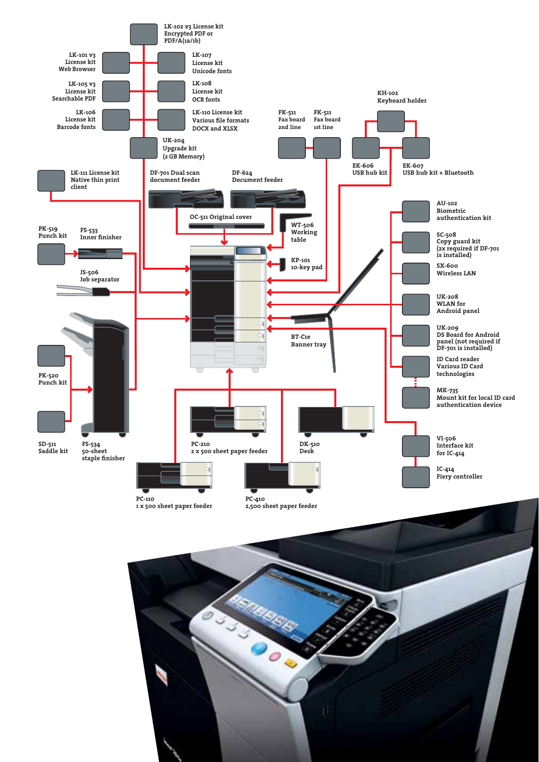LK-102 v3 License kit
Encrypted PDF or
PDF/A(1a/1b)

LK-101 v3
License kit
Web Browser

LK-107
License kit
Unicode fonts

LK-105 v3
License kit
Searchable PDF

LK-108
License kit
OCR fonts

LK-106
License kit
Barcode fonts

LK-110 License kit
Various file formats
DOCX and XLSX

UK-204
Upgrade kit
(2 GB Memory)

FK-511
Fax board
2nd line

FK-511
Fax board
1st line

KH-102
Keyboard holder

EK-606
USB hub kit

EK-607
USB hub kit + Bluetooth

LK-111 License kit
Native thin print
client

DF-701 Dual scan
document feeder

DF-624
Document feeder

OC-511 Original cover

WT-506
Working
table

KP-101
10-key pad

PK-519
Punch kit

FS-533
Inner finisher

JS-506
Job separator

BT-C1e
Banner tray

AU-102
Biometric
authentication kit

SC-508
Copy guard kit
(2x required if DF-701
is installed)

SX-600
Wireless LAN

UK-208
WLAN for
Android panel

UK-209
DS Board for Android
panel (not required if
DF-701 is installed)

ID Card reader
Various ID Card
technologies

MK-735
Mount kit for local ID card
authentication device

PK-520
Punch kit

SD-511
Saddle kit

FS-534
50-sheet
staple finisher

PC-210
2 x 500 sheet paper feeder

DK-510
Desk

VI-506
Interface kit
for IC-414

IC-414
Fiery controller

PC-110
1 x 500 sheet paper feeder

PC-410
2,500 sheet paper feeder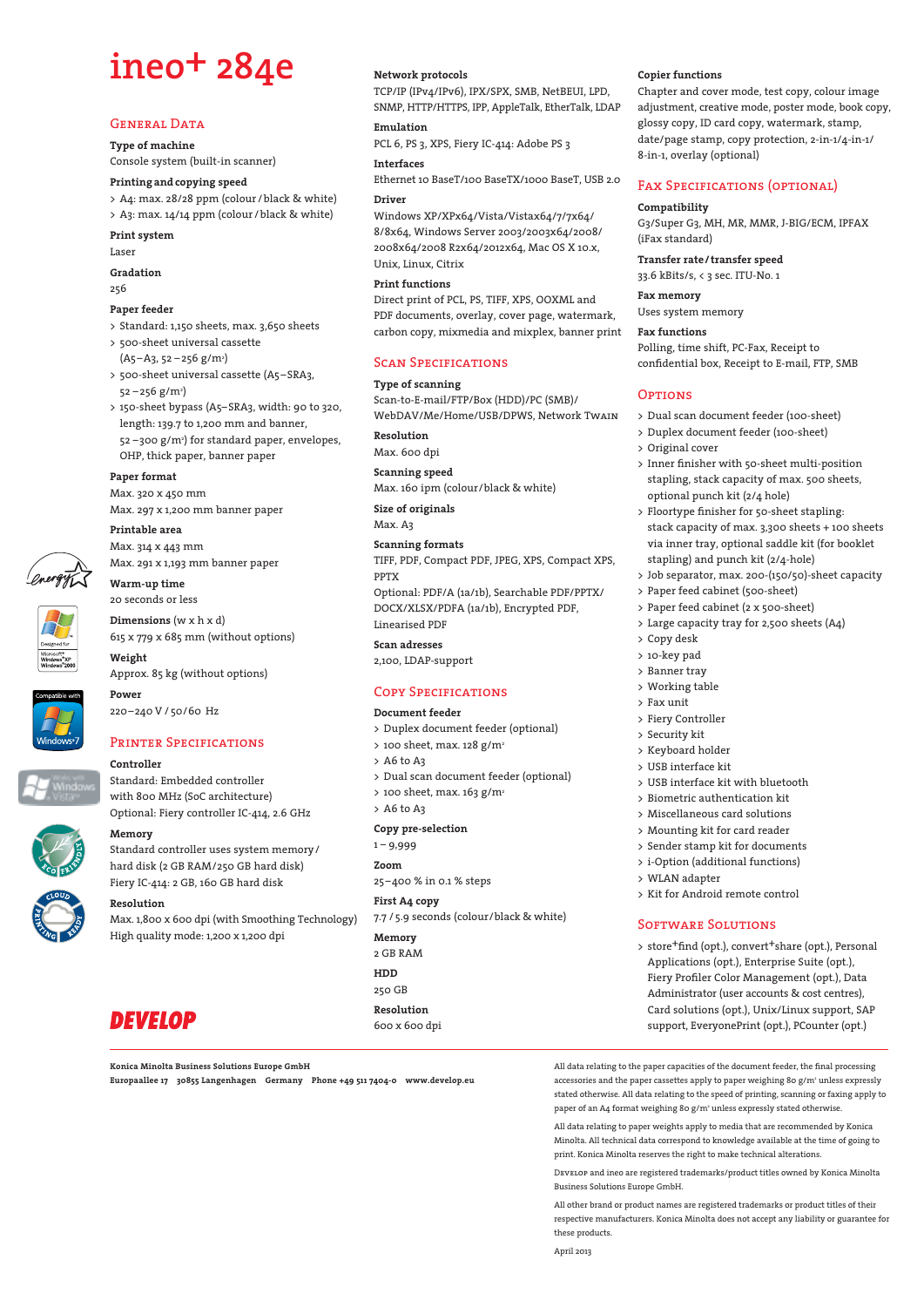# ineo+ 284e

## General Data

**Type of machine**
Console system (built-in scanner)

**Printing and copying speed**
- A4: max. 28/28 ppm (colour / black & white)
- A3: max. 14/14 ppm (colour / black & white)

**Print system**
Laser

**Gradation**
256

**Paper feeder**
- Standard: 1,150 sheets, max. 3,650 sheets
- 500-sheet universal cassette (A5–A3, 52–256 g/m²)
- 500-sheet universal cassette (A5–SRA3, 52–256 g/m²)
- 150-sheet bypass (A5–SRA3, width: 90 to 320, length: 139.7 to 1,200 mm and banner, 52–300 g/m²) for standard paper, envelopes, OHP, thick paper, banner paper

**Paper format**
Max. 320 x 450 mm
Max. 297 x 1,200 mm banner paper

**Printable area**
Max. 314 x 443 mm
Max. 291 x 1,193 mm banner paper

**Warm-up time**
20 seconds or less

**Dimensions** (w x h x d)
615 x 779 x 685 mm (without options)

**Weight**
Approx. 85 kg (without options)

**Power**
220–240 V / 50/60 Hz

## Printer Specifications

**Controller**
Standard: Embedded controller with 800 MHz (SoC architecture)
Optional: Fiery controller IC-414, 2.6 GHz

**Memory**
Standard controller uses system memory / hard disk (2 GB RAM/250 GB hard disk)
Fiery IC-414: 2 GB, 160 GB hard disk

**Resolution**
Max. 1,800 x 600 dpi (with Smoothing Technology)
High quality mode: 1,200 x 1,200 dpi

**Network protocols**
TCP/IP (IPv4/IPv6), IPX/SPX, SMB, NetBEUI, LPD, SNMP, HTTP/HTTPS, IPP, AppleTalk, EtherTalk, LDAP

**Emulation**
PCL 6, PS 3, XPS, Fiery IC-414: Adobe PS 3

**Interfaces**
Ethernet 10 BaseT/100 BaseTX/1000 BaseT, USB 2.0

**Driver**
Windows XP/XPx64/Vista/Vistax64/7/7x64/8/8x64, Windows Server 2003/2003x64/2008/2008x64/2008 R2x64/2012x64, Mac OS X 10.x, Unix, Linux, Citrix

**Print functions**
Direct print of PCL, PS, TIFF, XPS, OOXML and PDF documents, overlay, cover page, watermark, carbon copy, mixmedia and mixplex, banner print

## Scan Specifications

**Type of scanning**
Scan-to-E-mail/FTP/Box (HDD)/PC (SMB)/WebDAV/Me/Home/USB/DPWS, Network Twain

**Resolution**
Max. 600 dpi

**Scanning speed**
Max. 160 ipm (colour/black & white)

**Size of originals**
Max. A3

**Scanning formats**
TIFF, PDF, Compact PDF, JPEG, XPS, Compact XPS, PPTX
Optional: PDF/A (1a/1b), Searchable PDF/PPTX/DOCX/XLSX/PDFA (1a/1b), Encrypted PDF, Linearised PDF

**Scan adresses**
2,100, LDAP-support

## Copy Specifications

**Document feeder**
- Duplex document feeder (optional)
- 100 sheet, max. 128 g/m²
- A6 to A3
- Dual scan document feeder (optional)
- 100 sheet, max. 163 g/m²
- A6 to A3

**Copy pre-selection**
1–9,999

**Zoom**
25–400 % in 0.1 % steps

**First A4 copy**
7.7 / 5.9 seconds (colour/black & white)

**Memory**
2 GB RAM

**HDD**
250 GB

**Resolution**
600 x 600 dpi

**Copier functions**
Chapter and cover mode, test copy, colour image adjustment, creative mode, poster mode, book copy, glossy copy, ID card copy, watermark, stamp, date/page stamp, copy protection, 2-in-1/4-in-1/8-in-1, overlay (optional)

## Fax Specifications (optional)

**Compatibility**
G3/Super G3, MH, MR, MMR, J-BIG/ECM, IPFAX (iFax standard)

**Transfer rate / transfer speed**
33.6 kBits/s, < 3 sec. ITU-No. 1

**Fax memory**
Uses system memory

**Fax functions**
Polling, time shift, PC-Fax, Receipt to confidential box, Receipt to E-mail, FTP, SMB

## Options

- Dual scan document feeder (100-sheet)
- Duplex document feeder (100-sheet)
- Original cover
- Inner finisher with 50-sheet multi-position stapling, stack capacity of max. 500 sheets, optional punch kit (2/4 hole)
- Floortype finisher for 50-sheet stapling: stack capacity of max. 3,300 sheets + 100 sheets via inner tray, optional saddle kit (for booklet stapling) and punch kit (2/4-hole)
- Job separator, max. 200-(150/50)-sheet capacity
- Paper feed cabinet (500-sheet)
- Paper feed cabinet (2 x 500-sheet)
- Large capacity tray for 2,500 sheets (A4)
- Copy desk
- 10-key pad
- Banner tray
- Working table
- Fax unit
- Fiery Controller
- Security kit
- Keyboard holder
- USB interface kit
- USB interface kit with bluetooth
- Biometric authentication kit
- Miscellaneous card solutions
- Mounting kit for card reader
- Sender stamp kit for documents
- i-Option (additional functions)
- WLAN adapter
- Kit for Android remote control

## Software Solutions

- store+find (opt.), convert+share (opt.), Personal Applications (opt.), Enterprise Suite (opt.), Fiery Profiler Color Management (opt.), Data Administrator (user accounts & cost centres), Card solutions (opt.), Unix/Linux support, SAP support, EveryonePrint (opt.), PCounter (opt.)

DEVELOP

**Konica Minolta Business Solutions Europe GmbH**
**Europaallee 17 30855 Langenhagen Germany Phone +49 511 7404-0 www.develop.eu**

All data relating to the paper capacities of the document feeder, the final processing accessories and the paper cassettes apply to paper weighing 80 g/m² unless expressly stated otherwise. All data relating to the speed of printing, scanning or faxing apply to paper of an A4 format weighing 80 g/m² unless expressly stated otherwise.

All data relating to paper weights apply to media that are recommended by Konica Minolta. All technical data correspond to knowledge available at the time of going to print. Konica Minolta reserves the right to make technical alterations.

Develop and ineo are registered trademarks/product titles owned by Konica Minolta Business Solutions Europe GmbH.

All other brand or product names are registered trademarks or product titles of their respective manufacturers. Konica Minolta does not accept any liability or guarantee for these products.

April 2013